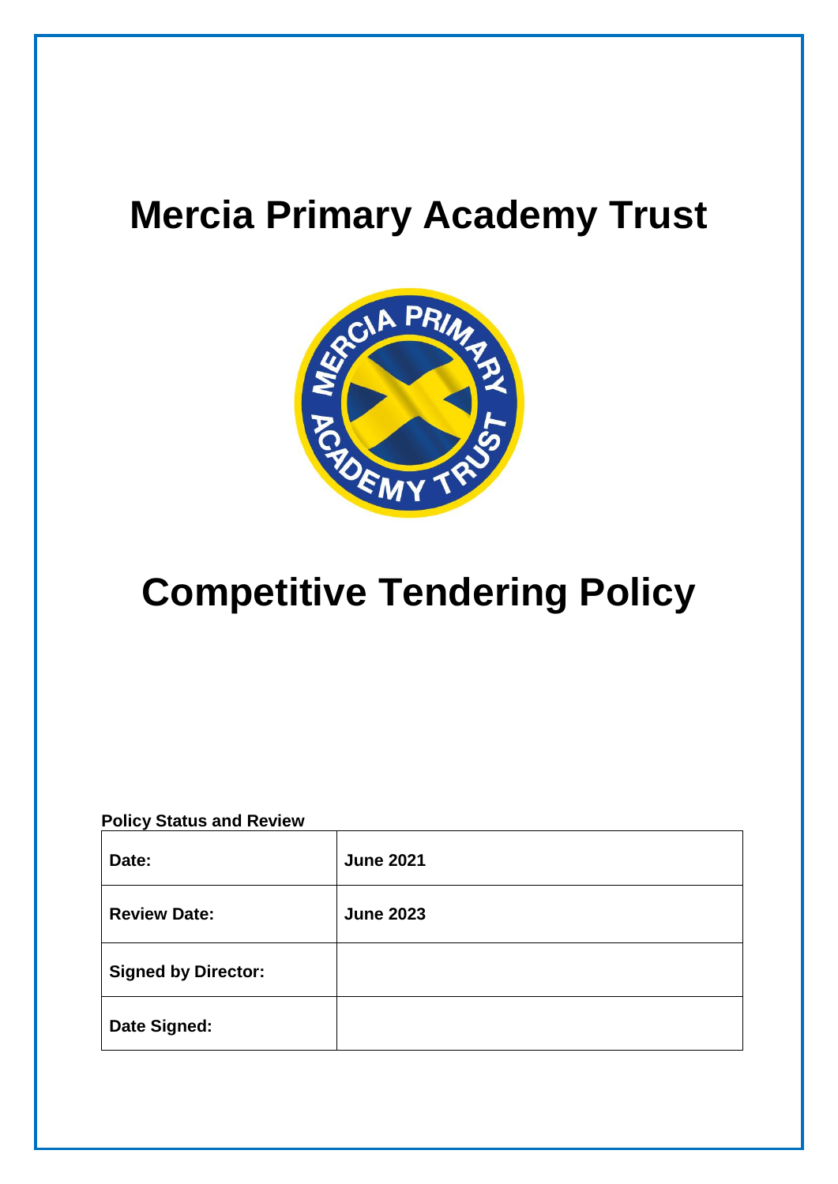# Mercia Primary Academy Trust

# Competitive Tendering Policy

**Policy Status and Review**

| | |
|---|---|
| **Date:** | **June 2021** |
| **Review Date:** | **June 2023** |
| **Signed by Director:** | |
| **Date Signed:** | |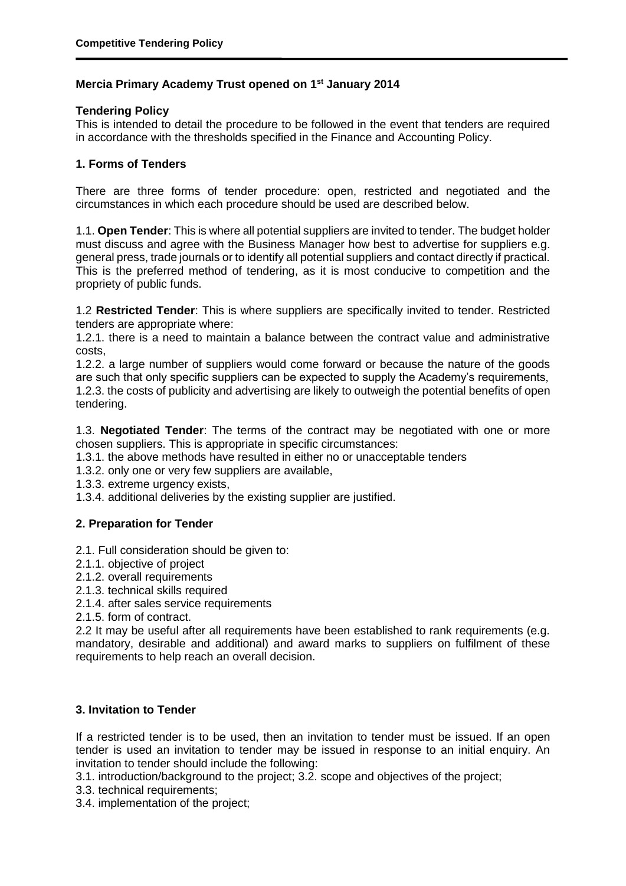**Mercia Primary Academy Trust opened on 1st January 2014**

**Tendering Policy**

This is intended to detail the procedure to be followed in the event that tenders are required in accordance with the thresholds specified in the Finance and Accounting Policy.

## 1. Forms of Tenders

There are three forms of tender procedure: open, restricted and negotiated and the circumstances in which each procedure should be used are described below.

1.1. **Open Tender**: This is where all potential suppliers are invited to tender. The budget holder must discuss and agree with the Business Manager how best to advertise for suppliers e.g. general press, trade journals or to identify all potential suppliers and contact directly if practical. This is the preferred method of tendering, as it is most conducive to competition and the propriety of public funds.

1.2 **Restricted Tender**: This is where suppliers are specifically invited to tender. Restricted tenders are appropriate where:

1.2.1. there is a need to maintain a balance between the contract value and administrative costs,

1.2.2. a large number of suppliers would come forward or because the nature of the goods are such that only specific suppliers can be expected to supply the Academy's requirements,

1.2.3. the costs of publicity and advertising are likely to outweigh the potential benefits of open tendering.

1.3. **Negotiated Tender**: The terms of the contract may be negotiated with one or more chosen suppliers. This is appropriate in specific circumstances:

1.3.1. the above methods have resulted in either no or unacceptable tenders

1.3.2. only one or very few suppliers are available,

1.3.3. extreme urgency exists,

1.3.4. additional deliveries by the existing supplier are justified.

## 2. Preparation for Tender

2.1. Full consideration should be given to:

2.1.1. objective of project

2.1.2. overall requirements

2.1.3. technical skills required

2.1.4. after sales service requirements

2.1.5. form of contract.

2.2 It may be useful after all requirements have been established to rank requirements (e.g. mandatory, desirable and additional) and award marks to suppliers on fulfilment of these requirements to help reach an overall decision.

## 3. Invitation to Tender

If a restricted tender is to be used, then an invitation to tender must be issued. If an open tender is used an invitation to tender may be issued in response to an initial enquiry. An invitation to tender should include the following:

3.1. introduction/background to the project; 3.2. scope and objectives of the project;

3.3. technical requirements;

3.4. implementation of the project;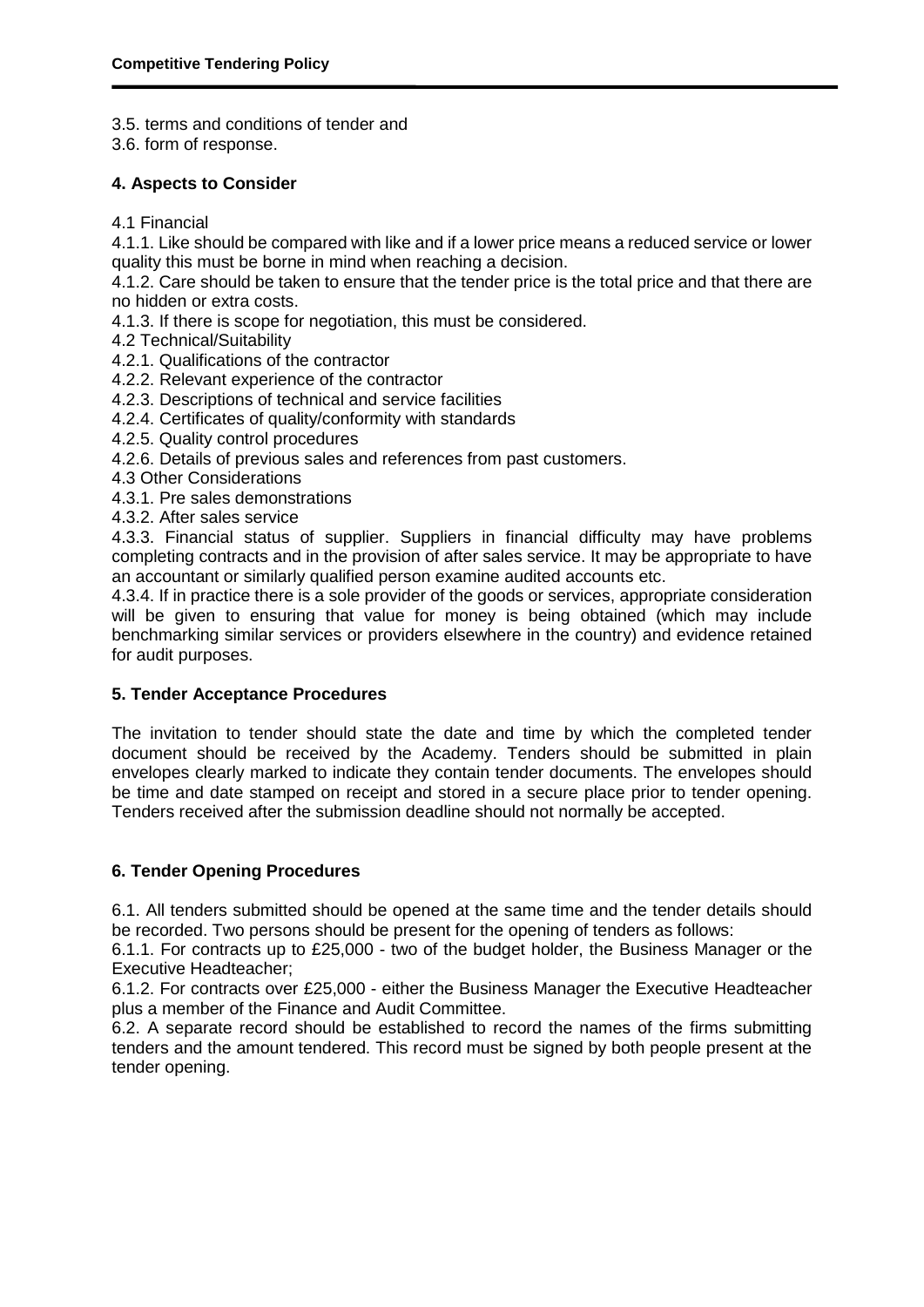3.5. terms and conditions of tender and
3.6. form of response.

## 4. Aspects to Consider

4.1 Financial

4.1.1. Like should be compared with like and if a lower price means a reduced service or lower quality this must be borne in mind when reaching a decision.

4.1.2. Care should be taken to ensure that the tender price is the total price and that there are no hidden or extra costs.

4.1.3. If there is scope for negotiation, this must be considered.

4.2 Technical/Suitability

4.2.1. Qualifications of the contractor

4.2.2. Relevant experience of the contractor

4.2.3. Descriptions of technical and service facilities

4.2.4. Certificates of quality/conformity with standards

4.2.5. Quality control procedures

4.2.6. Details of previous sales and references from past customers.

4.3 Other Considerations

4.3.1. Pre sales demonstrations

4.3.2. After sales service

4.3.3. Financial status of supplier. Suppliers in financial difficulty may have problems completing contracts and in the provision of after sales service. It may be appropriate to have an accountant or similarly qualified person examine audited accounts etc.

4.3.4. If in practice there is a sole provider of the goods or services, appropriate consideration will be given to ensuring that value for money is being obtained (which may include benchmarking similar services or providers elsewhere in the country) and evidence retained for audit purposes.

## 5. Tender Acceptance Procedures

The invitation to tender should state the date and time by which the completed tender document should be received by the Academy. Tenders should be submitted in plain envelopes clearly marked to indicate they contain tender documents. The envelopes should be time and date stamped on receipt and stored in a secure place prior to tender opening. Tenders received after the submission deadline should not normally be accepted.

## 6. Tender Opening Procedures

6.1. All tenders submitted should be opened at the same time and the tender details should be recorded. Two persons should be present for the opening of tenders as follows:

6.1.1. For contracts up to £25,000 - two of the budget holder, the Business Manager or the Executive Headteacher;

6.1.2. For contracts over £25,000 - either the Business Manager the Executive Headteacher plus a member of the Finance and Audit Committee.

6.2. A separate record should be established to record the names of the firms submitting tenders and the amount tendered. This record must be signed by both people present at the tender opening.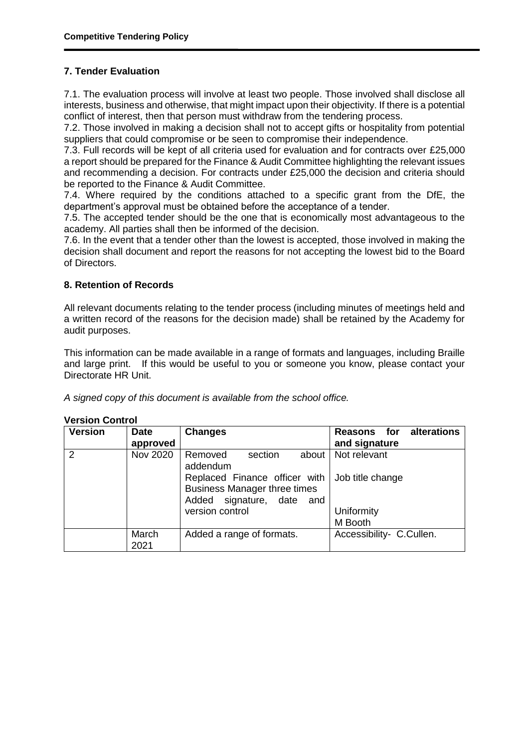## 7. Tender Evaluation

7.1. The evaluation process will involve at least two people. Those involved shall disclose all interests, business and otherwise, that might impact upon their objectivity. If there is a potential conflict of interest, then that person must withdraw from the tendering process.
7.2. Those involved in making a decision shall not to accept gifts or hospitality from potential suppliers that could compromise or be seen to compromise their independence.
7.3. Full records will be kept of all criteria used for evaluation and for contracts over £25,000 a report should be prepared for the Finance & Audit Committee highlighting the relevant issues and recommending a decision. For contracts under £25,000 the decision and criteria should be reported to the Finance & Audit Committee.
7.4. Where required by the conditions attached to a specific grant from the DfE, the department's approval must be obtained before the acceptance of a tender.
7.5. The accepted tender should be the one that is economically most advantageous to the academy. All parties shall then be informed of the decision.
7.6. In the event that a tender other than the lowest is accepted, those involved in making the decision shall document and report the reasons for not accepting the lowest bid to the Board of Directors.

## 8. Retention of Records

All relevant documents relating to the tender process (including minutes of meetings held and a written record of the reasons for the decision made) shall be retained by the Academy for audit purposes.

This information can be made available in a range of formats and languages, including Braille and large print. If this would be useful to you or someone you know, please contact your Directorate HR Unit.

*A signed copy of this document is available from the school office.*

**Version Control**

| Version | Date approved | Changes | Reasons for alterations and signature |
|---|---|---|---|
| 2 | Nov 2020 | Removed section about addendum<br>Replaced Finance officer with Business Manager three times<br>Added signature, date and version control | Not relevant<br>Job title change<br><br>Uniformity<br>M Booth |
| | March 2021 | Added a range of formats. | Accessibility- C.Cullen. |